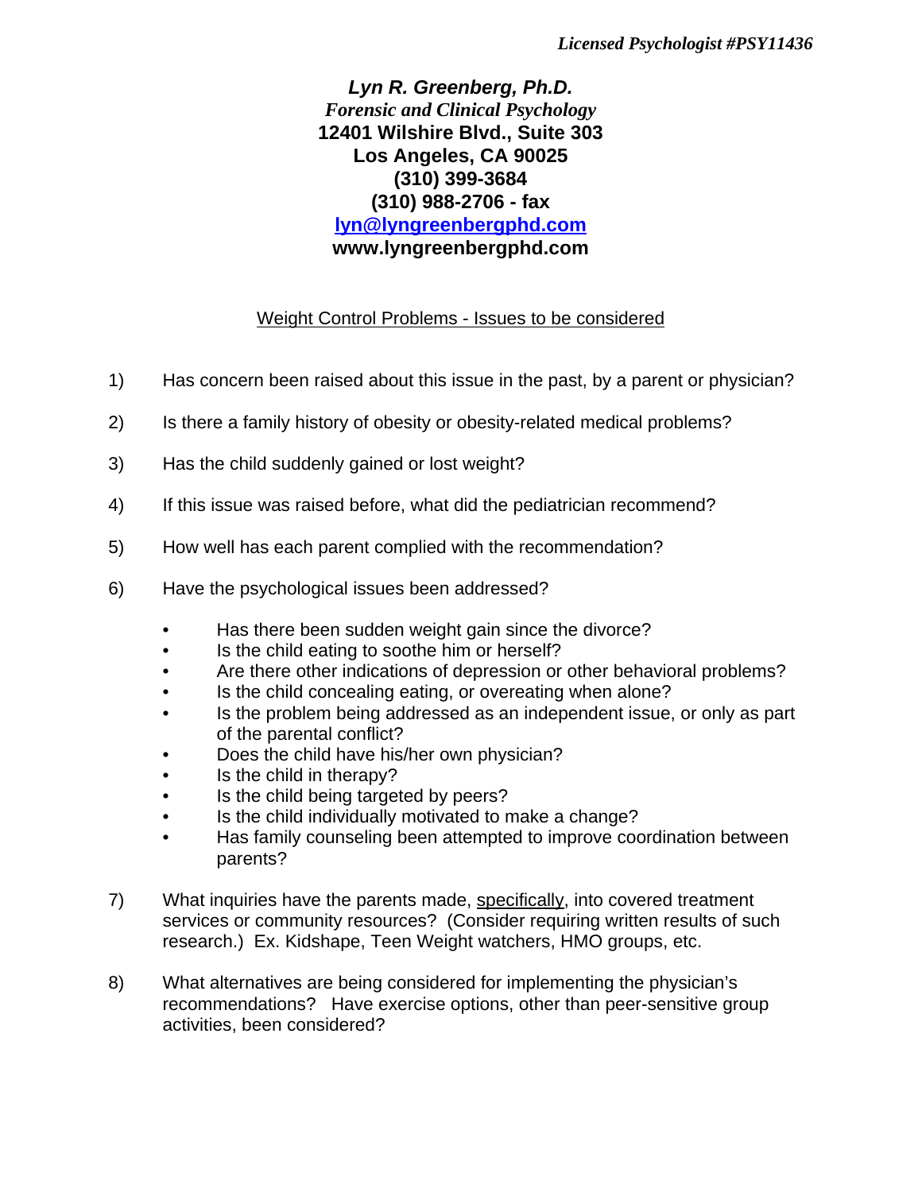*Licensed Psychologist #PSY11436*

***Lyn R. Greenberg, Ph.D.***
*Forensic and Clinical Psychology*
**12401 Wilshire Blvd., Suite 303**
**Los Angeles, CA 90025**
**(310) 399-3684**
**(310) 988-2706 - fax**
**lyn@lyngreenbergphd.com**
**www.lyngreenbergphd.com**

## Weight Control Problems - Issues to be considered

1) Has concern been raised about this issue in the past, by a parent or physician?

2) Is there a family history of obesity or obesity-related medical problems?

3) Has the child suddenly gained or lost weight?

4) If this issue was raised before, what did the pediatrician recommend?

5) How well has each parent complied with the recommendation?

6) Have the psychological issues been addressed?
   - Has there been sudden weight gain since the divorce?
   - Is the child eating to soothe him or herself?
   - Are there other indications of depression or other behavioral problems?
   - Is the child concealing eating, or overeating when alone?
   - Is the problem being addressed as an independent issue, or only as part of the parental conflict?
   - Does the child have his/her own physician?
   - Is the child in therapy?
   - Is the child being targeted by peers?
   - Is the child individually motivated to make a change?
   - Has family counseling been attempted to improve coordination between parents?

7) What inquiries have the parents made, specifically, into covered treatment services or community resources? (Consider requiring written results of such research.) Ex. Kidshape, Teen Weight watchers, HMO groups, etc.

8) What alternatives are being considered for implementing the physician's recommendations? Have exercise options, other than peer-sensitive group activities, been considered?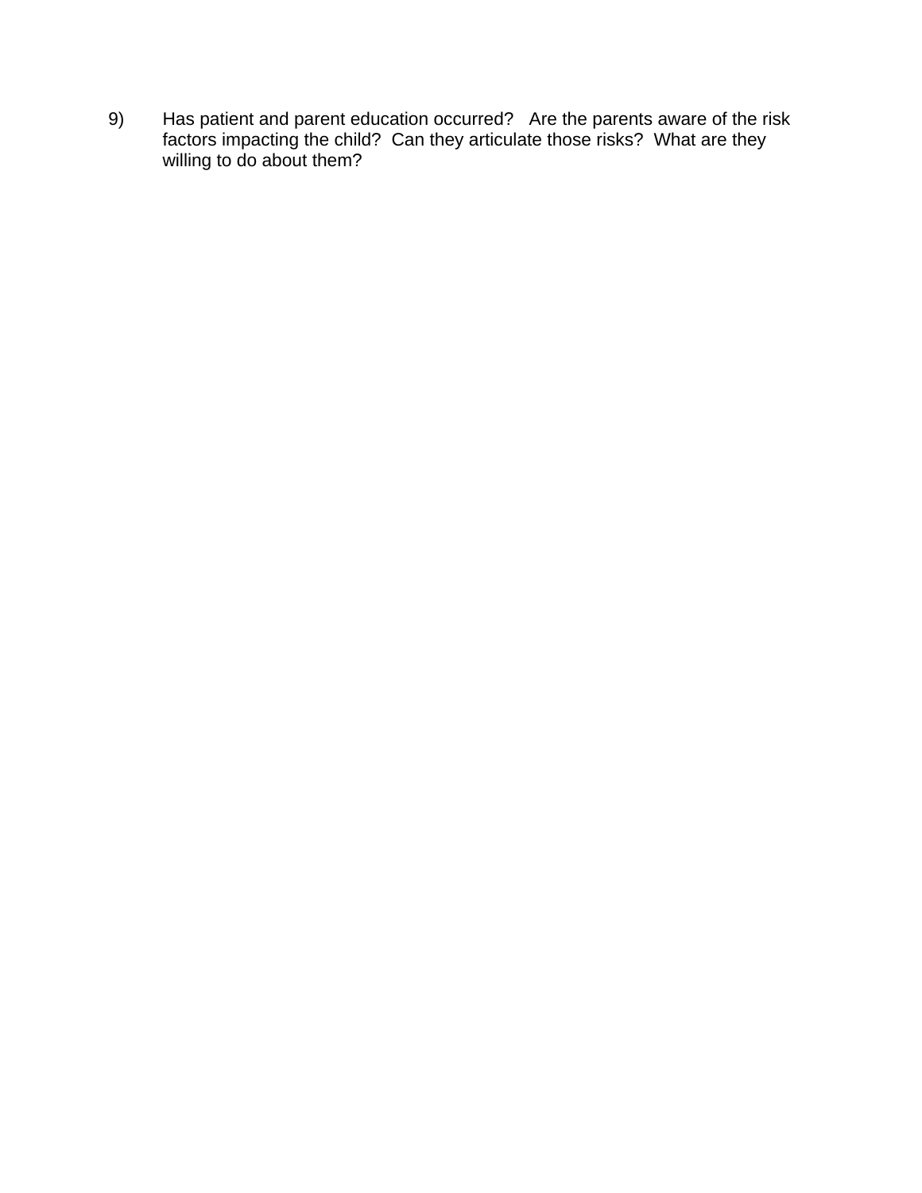9) Has patient and parent education occurred? Are the parents aware of the risk factors impacting the child? Can they articulate those risks? What are they willing to do about them?